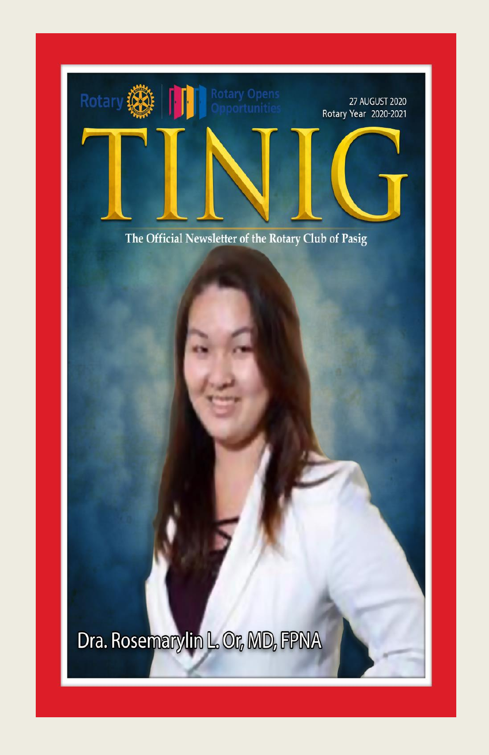Rotary | Rotary Opens Opportunities

27 AUGUST 2020
Rotary Year 2020-2021

# TINIG

The Official Newsletter of the Rotary Club of Pasig

Dra. Rosemarylin L. Or, MD, FPNA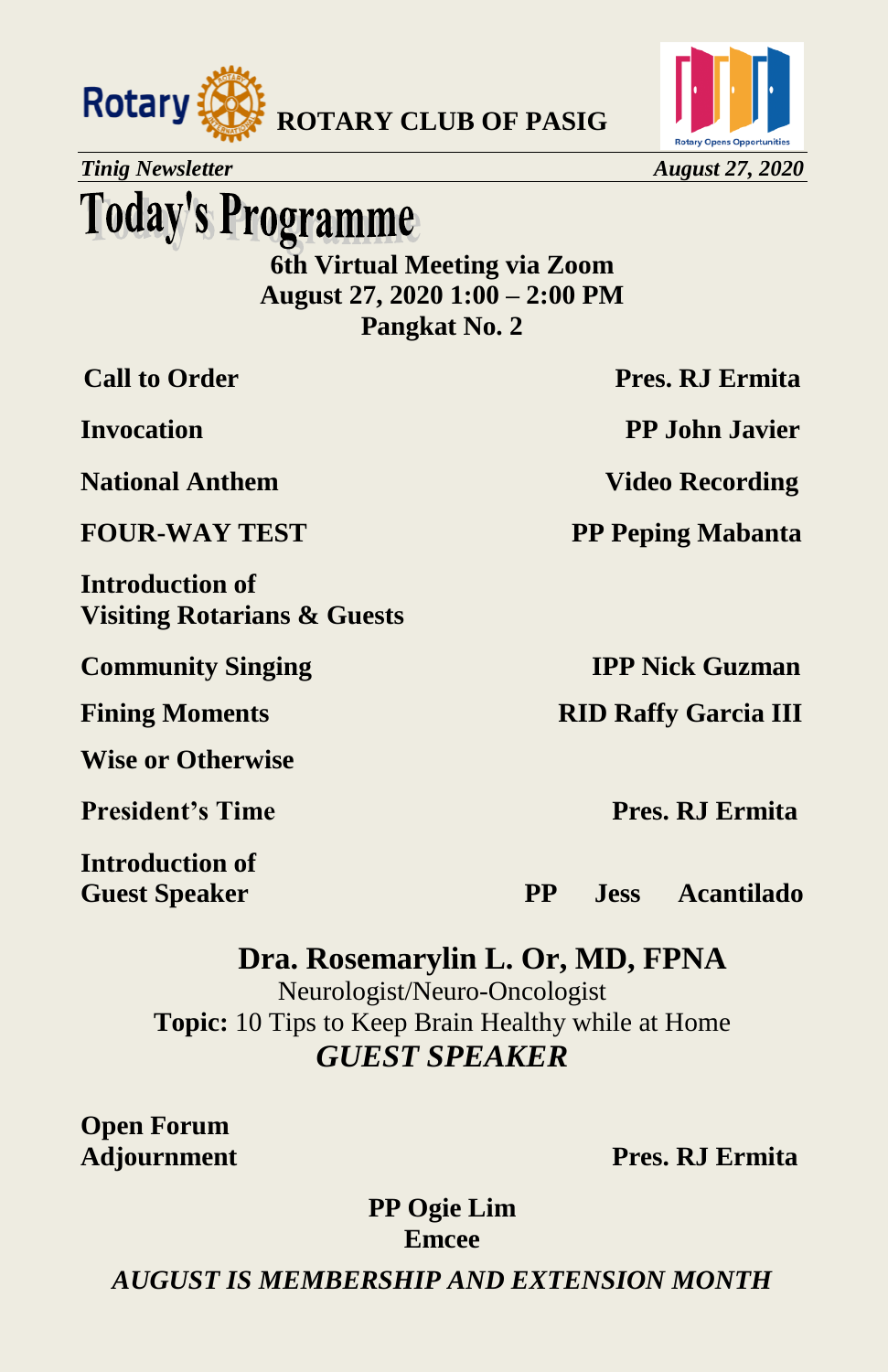**ROTARY CLUB OF PASIG**

*Tinig Newsletter* *August 27, 2020*

# Today's Programme

**6th Virtual Meeting via Zoom**
**August 27, 2020 1:00 – 2:00 PM**
**Pangkat No. 2**

| | |
|---|---|
| **Call to Order** | **Pres. RJ Ermita** |
| **Invocation** | **PP John Javier** |
| **National Anthem** | **Video Recording** |
| **FOUR-WAY TEST** | **PP Peping Mabanta** |
| **Introduction of Visiting Rotarians & Guests** | |
| **Community Singing** | **IPP Nick Guzman** |
| **Fining Moments** | **RID Raffy Garcia III** |
| **Wise or Otherwise** | |
| **President's Time** | **Pres. RJ Ermita** |
| **Introduction of Guest Speaker** | **PP Jess Acantilado** |

## Dra. Rosemarylin L. Or, MD, FPNA

Neurologist/Neuro-Oncologist

**Topic:** 10 Tips to Keep Brain Healthy while at Home

***GUEST SPEAKER***

| | |
|---|---|
| **Open Forum** | |
| **Adjournment** | **Pres. RJ Ermita** |

**PP Ogie Lim**
**Emcee**

***AUGUST IS MEMBERSHIP AND EXTENSION MONTH***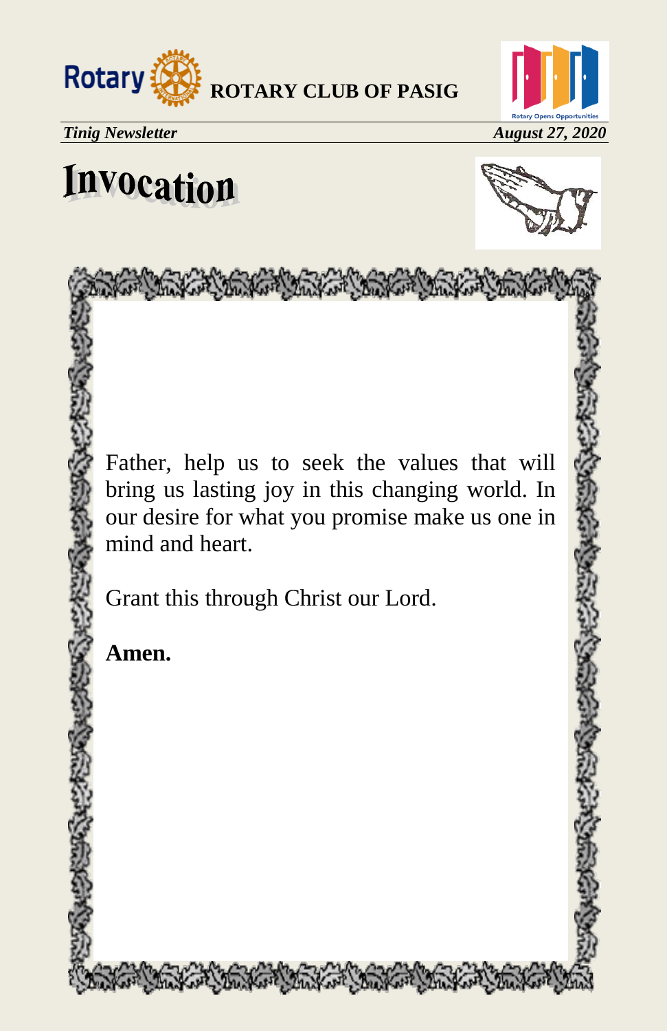# Invocation

Father, help us to seek the values that will bring us lasting joy in this changing world. In our desire for what you promise make us one in mind and heart.

Grant this through Christ our Lord.

**Amen.**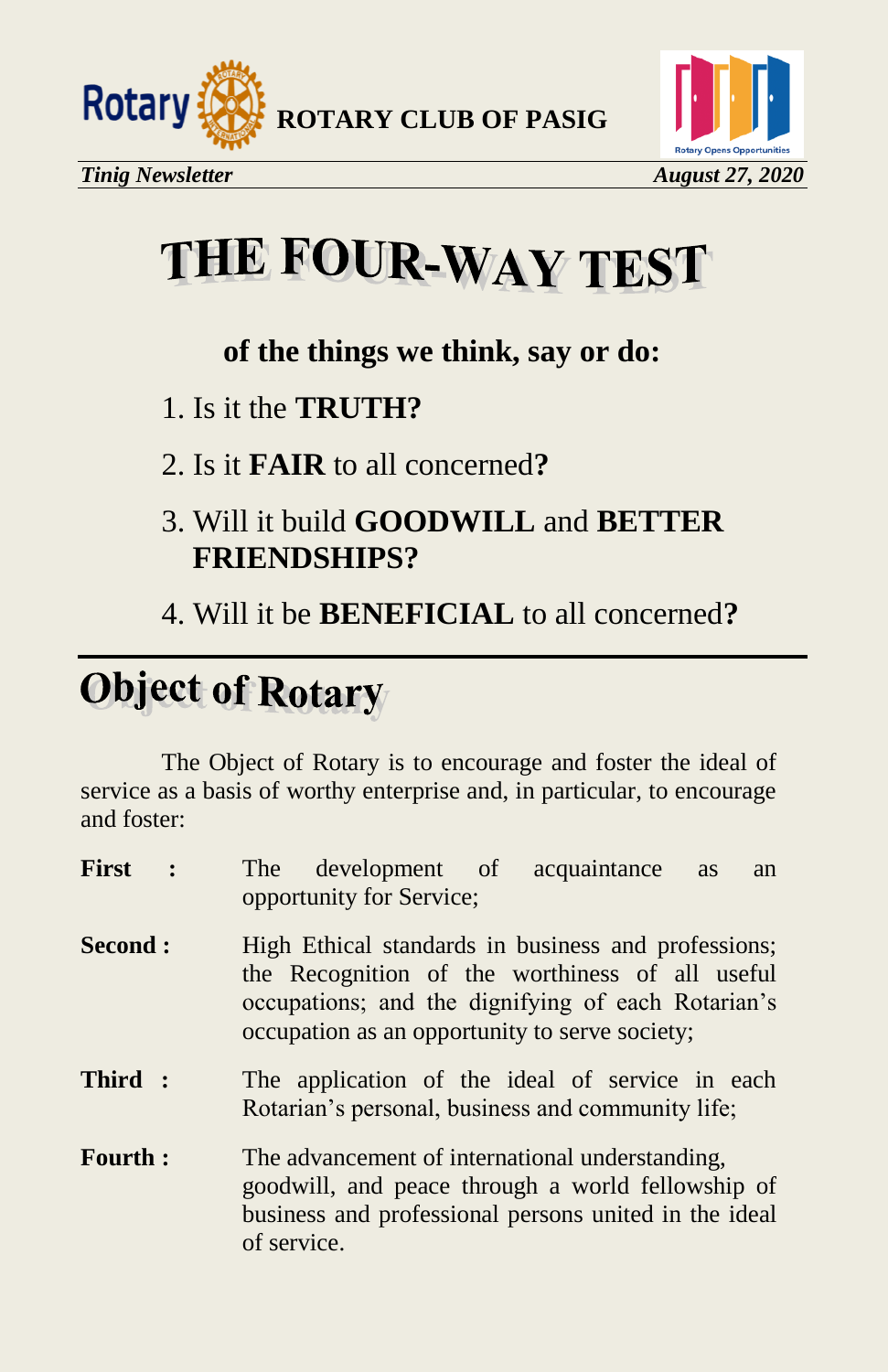# THE FOUR-WAY TEST

**of the things we think, say or do:**

1. Is it the **TRUTH?**
2. Is it **FAIR** to all concerned**?**
3. Will it build **GOODWILL** and **BETTER FRIENDSHIPS?**
4. Will it be **BENEFICIAL** to all concerned**?**

# Object of Rotary

The Object of Rotary is to encourage and foster the ideal of service as a basis of worthy enterprise and, in particular, to encourage and foster:

**First :** The development of acquaintance as an opportunity for Service;

**Second :** High Ethical standards in business and professions; the Recognition of the worthiness of all useful occupations; and the dignifying of each Rotarian's occupation as an opportunity to serve society;

**Third :** The application of the ideal of service in each Rotarian's personal, business and community life;

**Fourth :** The advancement of international understanding, goodwill, and peace through a world fellowship of business and professional persons united in the ideal of service.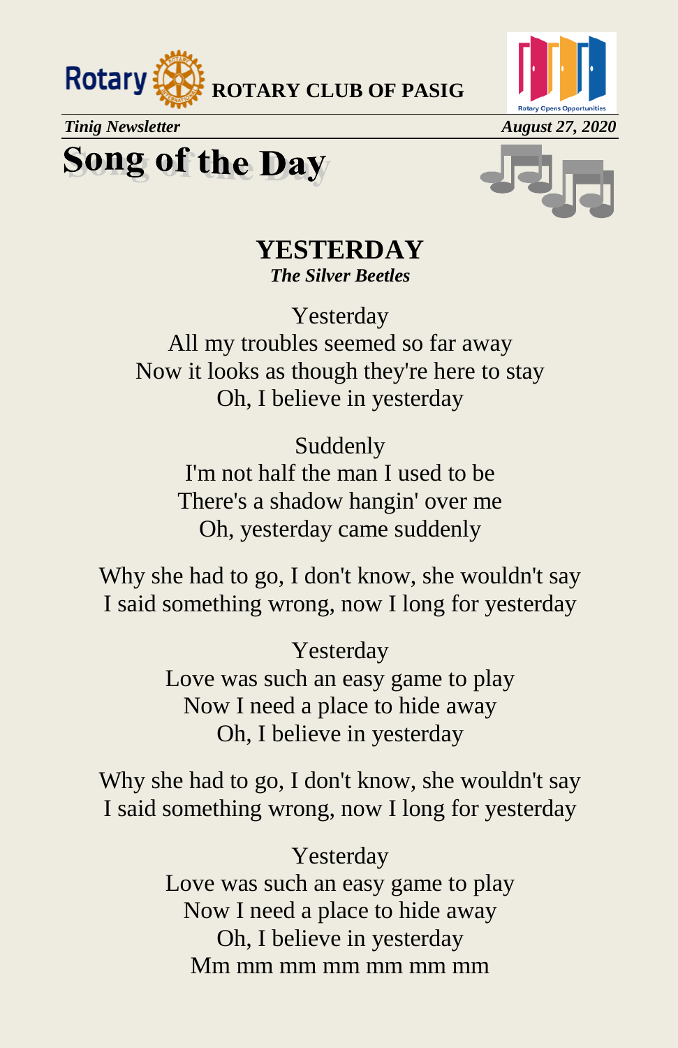# Song of the Day

## YESTERDAY

***The Silver Beetles***

Yesterday
All my troubles seemed so far away
Now it looks as though they're here to stay
Oh, I believe in yesterday

Suddenly
I'm not half the man I used to be
There's a shadow hangin' over me
Oh, yesterday came suddenly

Why she had to go, I don't know, she wouldn't say
I said something wrong, now I long for yesterday

Yesterday
Love was such an easy game to play
Now I need a place to hide away
Oh, I believe in yesterday

Why she had to go, I don't know, she wouldn't say
I said something wrong, now I long for yesterday

Yesterday
Love was such an easy game to play
Now I need a place to hide away
Oh, I believe in yesterday
Mm mm mm mm mm mm mm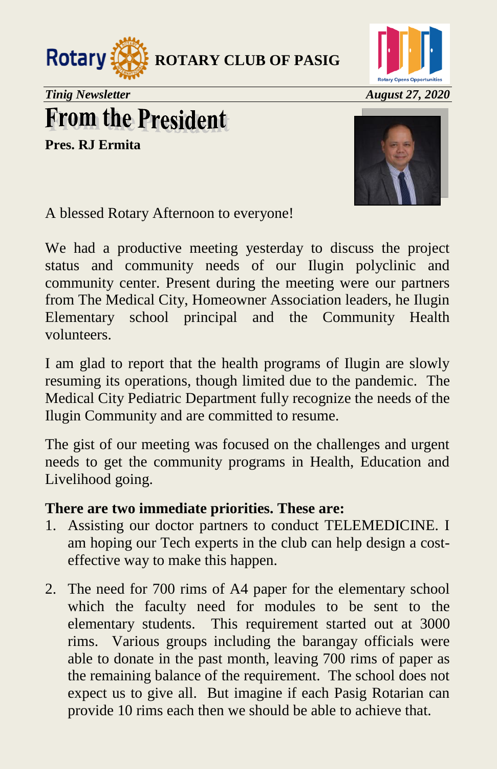**ROTARY CLUB OF PASIG**

*Tinig Newsletter* *August 27, 2020*

# From the President

**Pres. RJ Ermita**

A blessed Rotary Afternoon to everyone!

We had a productive meeting yesterday to discuss the project status and community needs of our Ilugin polyclinic and community center. Present during the meeting were our partners from The Medical City, Homeowner Association leaders, he Ilugin Elementary school principal and the Community Health volunteers.

I am glad to report that the health programs of Ilugin are slowly resuming its operations, though limited due to the pandemic. The Medical City Pediatric Department fully recognize the needs of the Ilugin Community and are committed to resume.

The gist of our meeting was focused on the challenges and urgent needs to get the community programs in Health, Education and Livelihood going.

**There are two immediate priorities. These are:**

1. Assisting our doctor partners to conduct TELEMEDICINE. I am hoping our Tech experts in the club can help design a cost-effective way to make this happen.

2. The need for 700 rims of A4 paper for the elementary school which the faculty need for modules to be sent to the elementary students. This requirement started out at 3000 rims. Various groups including the barangay officials were able to donate in the past month, leaving 700 rims of paper as the remaining balance of the requirement. The school does not expect us to give all. But imagine if each Pasig Rotarian can provide 10 rims each then we should be able to achieve that.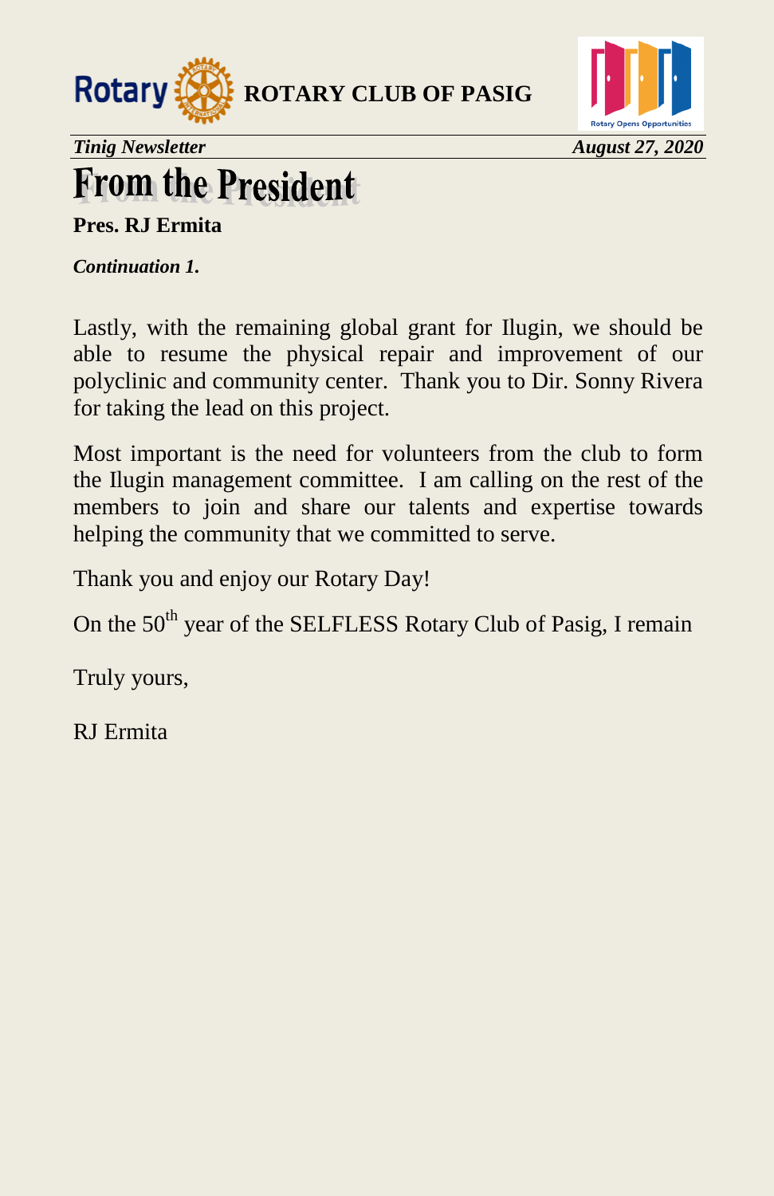# From the President

**Pres. RJ Ermita**

***Continuation 1.***

Lastly, with the remaining global grant for Ilugin, we should be able to resume the physical repair and improvement of our polyclinic and community center. Thank you to Dir. Sonny Rivera for taking the lead on this project.

Most important is the need for volunteers from the club to form the Ilugin management committee. I am calling on the rest of the members to join and share our talents and expertise towards helping the community that we committed to serve.

Thank you and enjoy our Rotary Day!

On the 50th year of the SELFLESS Rotary Club of Pasig, I remain

Truly yours,

RJ Ermita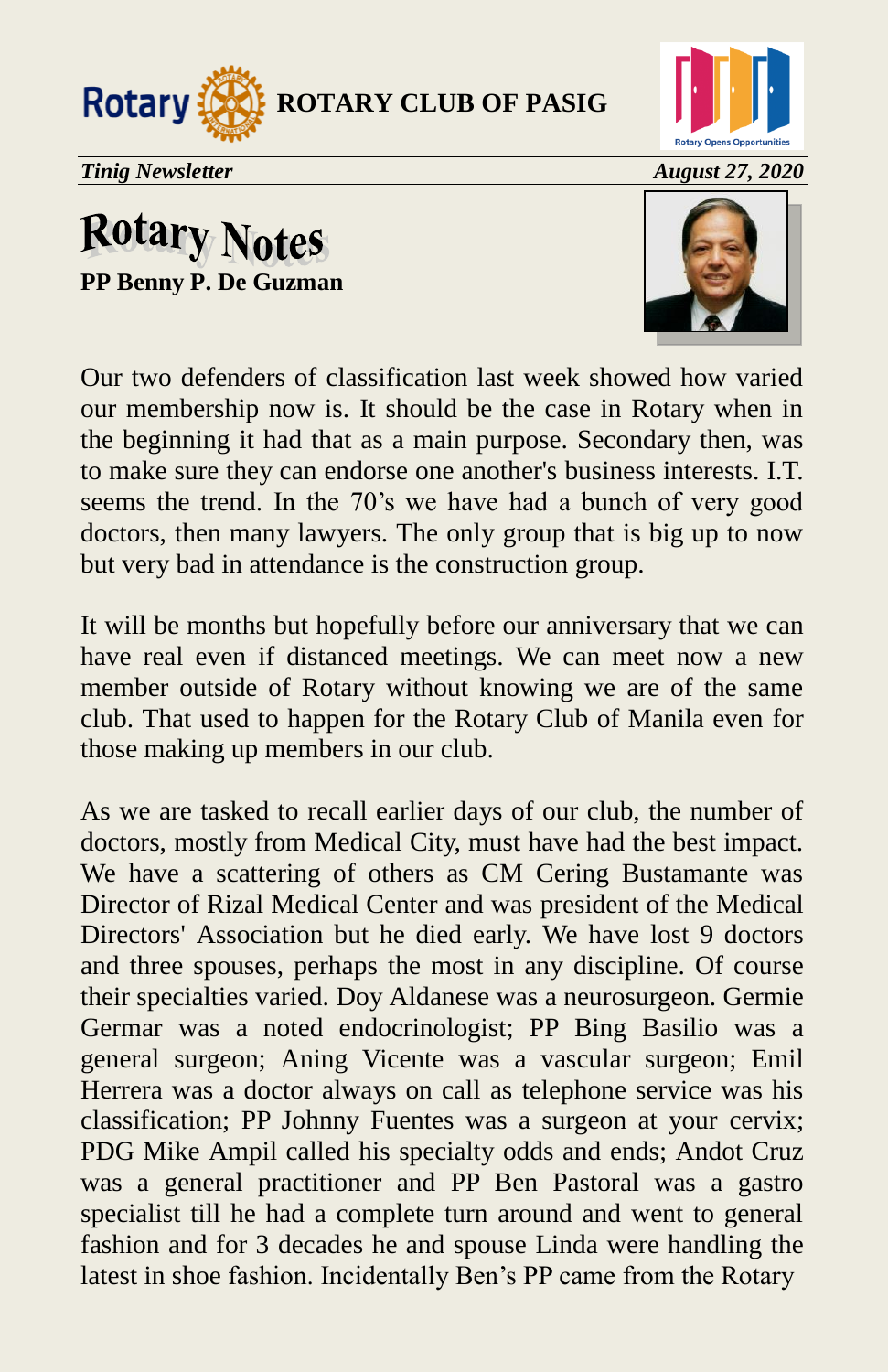**ROTARY CLUB OF PASIG**

*Tinig Newsletter* *August 27, 2020*

# Rotary Notes

**PP Benny P. De Guzman**

Our two defenders of classification last week showed how varied our membership now is. It should be the case in Rotary when in the beginning it had that as a main purpose. Secondary then, was to make sure they can endorse one another's business interests. I.T. seems the trend. In the 70's we have had a bunch of very good doctors, then many lawyers. The only group that is big up to now but very bad in attendance is the construction group.

It will be months but hopefully before our anniversary that we can have real even if distanced meetings. We can meet now a new member outside of Rotary without knowing we are of the same club. That used to happen for the Rotary Club of Manila even for those making up members in our club.

As we are tasked to recall earlier days of our club, the number of doctors, mostly from Medical City, must have had the best impact. We have a scattering of others as CM Cering Bustamante was Director of Rizal Medical Center and was president of the Medical Directors' Association but he died early. We have lost 9 doctors and three spouses, perhaps the most in any discipline. Of course their specialties varied. Doy Aldanese was a neurosurgeon. Germie Germar was a noted endocrinologist; PP Bing Basilio was a general surgeon; Aning Vicente was a vascular surgeon; Emil Herrera was a doctor always on call as telephone service was his classification; PP Johnny Fuentes was a surgeon at your cervix; PDG Mike Ampil called his specialty odds and ends; Andot Cruz was a general practitioner and PP Ben Pastoral was a gastro specialist till he had a complete turn around and went to general fashion and for 3 decades he and spouse Linda were handling the latest in shoe fashion. Incidentally Ben's PP came from the Rotary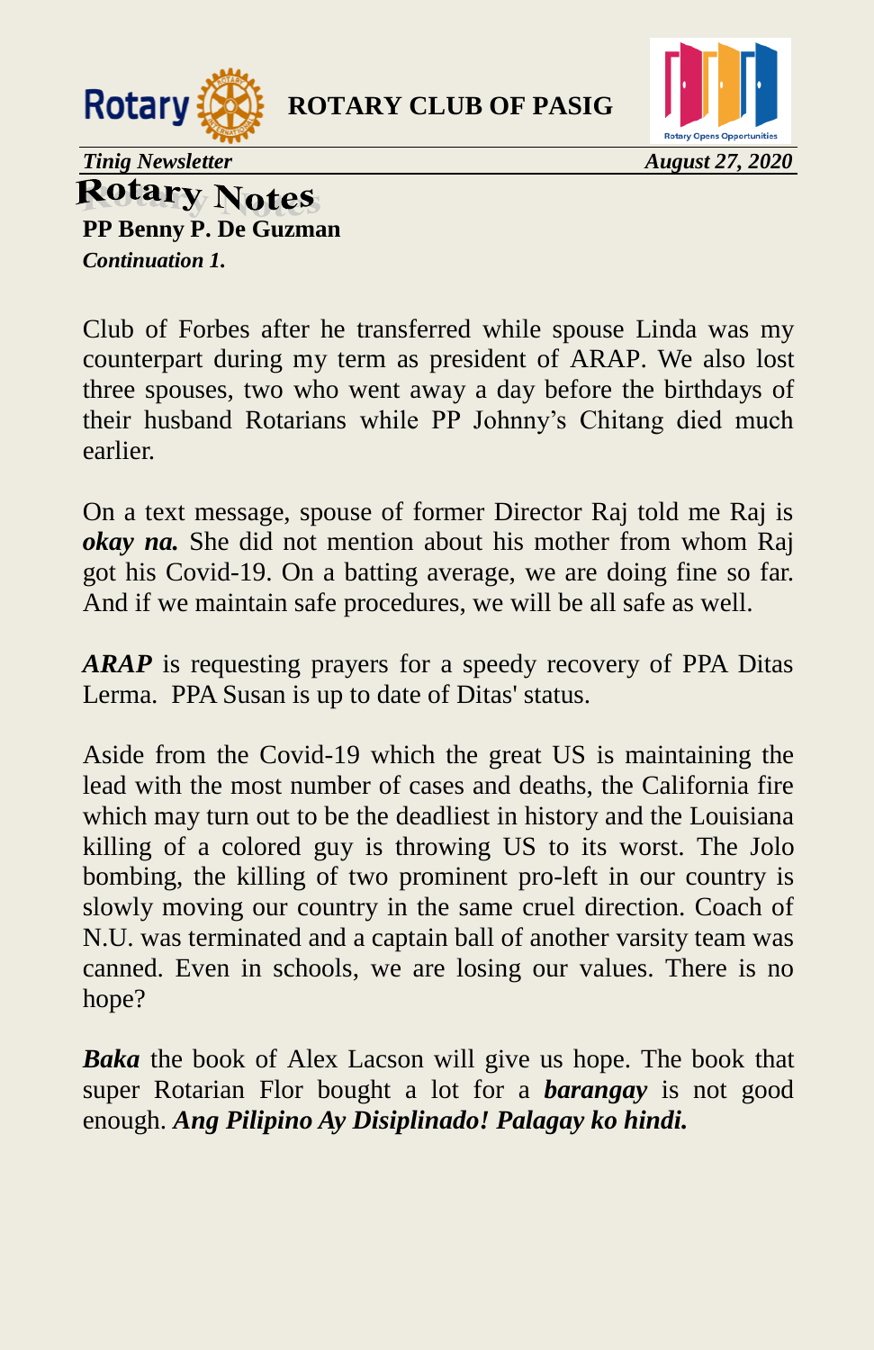# Rotary Notes

**PP Benny P. De Guzman**

***Continuation 1.***

Club of Forbes after he transferred while spouse Linda was my counterpart during my term as president of ARAP. We also lost three spouses, two who went away a day before the birthdays of their husband Rotarians while PP Johnny's Chitang died much earlier.

On a text message, spouse of former Director Raj told me Raj is ***okay na.*** She did not mention about his mother from whom Raj got his Covid-19. On a batting average, we are doing fine so far. And if we maintain safe procedures, we will be all safe as well.

***ARAP*** is requesting prayers for a speedy recovery of PPA Ditas Lerma. PPA Susan is up to date of Ditas' status.

Aside from the Covid-19 which the great US is maintaining the lead with the most number of cases and deaths, the California fire which may turn out to be the deadliest in history and the Louisiana killing of a colored guy is throwing US to its worst. The Jolo bombing, the killing of two prominent pro-left in our country is slowly moving our country in the same cruel direction. Coach of N.U. was terminated and a captain ball of another varsity team was canned. Even in schools, we are losing our values. There is no hope?

***Baka*** the book of Alex Lacson will give us hope. The book that super Rotarian Flor bought a lot for a ***barangay*** is not good enough. ***Ang Pilipino Ay Disiplinado! Palagay ko hindi.***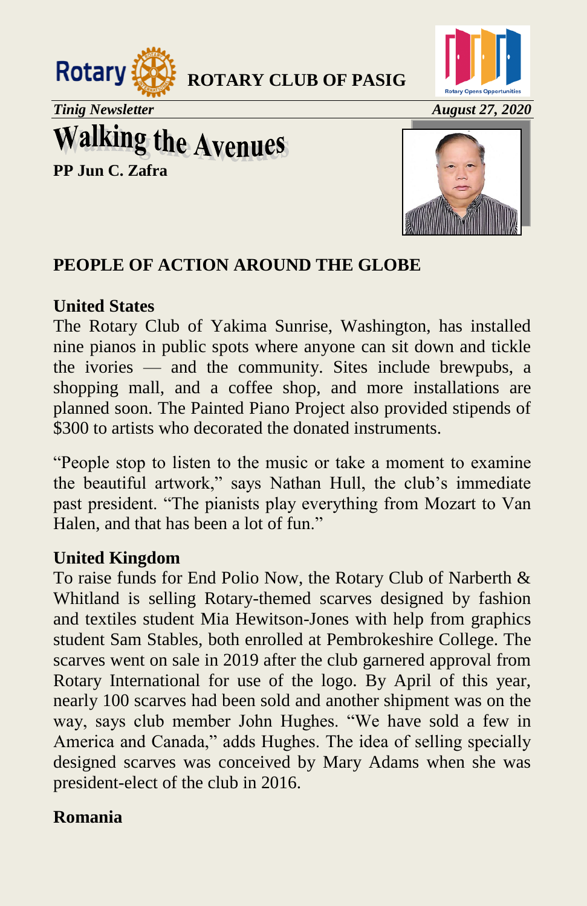ROTARY CLUB OF PASIG

*Tinig Newsletter* *August 27, 2020*

# Walking the Avenues

**PP Jun C. Zafra**

## PEOPLE OF ACTION AROUND THE GLOBE

### United States

The Rotary Club of Yakima Sunrise, Washington, has installed nine pianos in public spots where anyone can sit down and tickle the ivories — and the community. Sites include brewpubs, a shopping mall, and a coffee shop, and more installations are planned soon. The Painted Piano Project also provided stipends of $300 to artists who decorated the donated instruments.

"People stop to listen to the music or take a moment to examine the beautiful artwork," says Nathan Hull, the club's immediate past president. "The pianists play everything from Mozart to Van Halen, and that has been a lot of fun."

### United Kingdom

To raise funds for End Polio Now, the Rotary Club of Narberth & Whitland is selling Rotary-themed scarves designed by fashion and textiles student Mia Hewitson-Jones with help from graphics student Sam Stables, both enrolled at Pembrokeshire College. The scarves went on sale in 2019 after the club garnered approval from Rotary International for use of the logo. By April of this year, nearly 100 scarves had been sold and another shipment was on the way, says club member John Hughes. "We have sold a few in America and Canada," adds Hughes. The idea of selling specially designed scarves was conceived by Mary Adams when she was president-elect of the club in 2016.

### Romania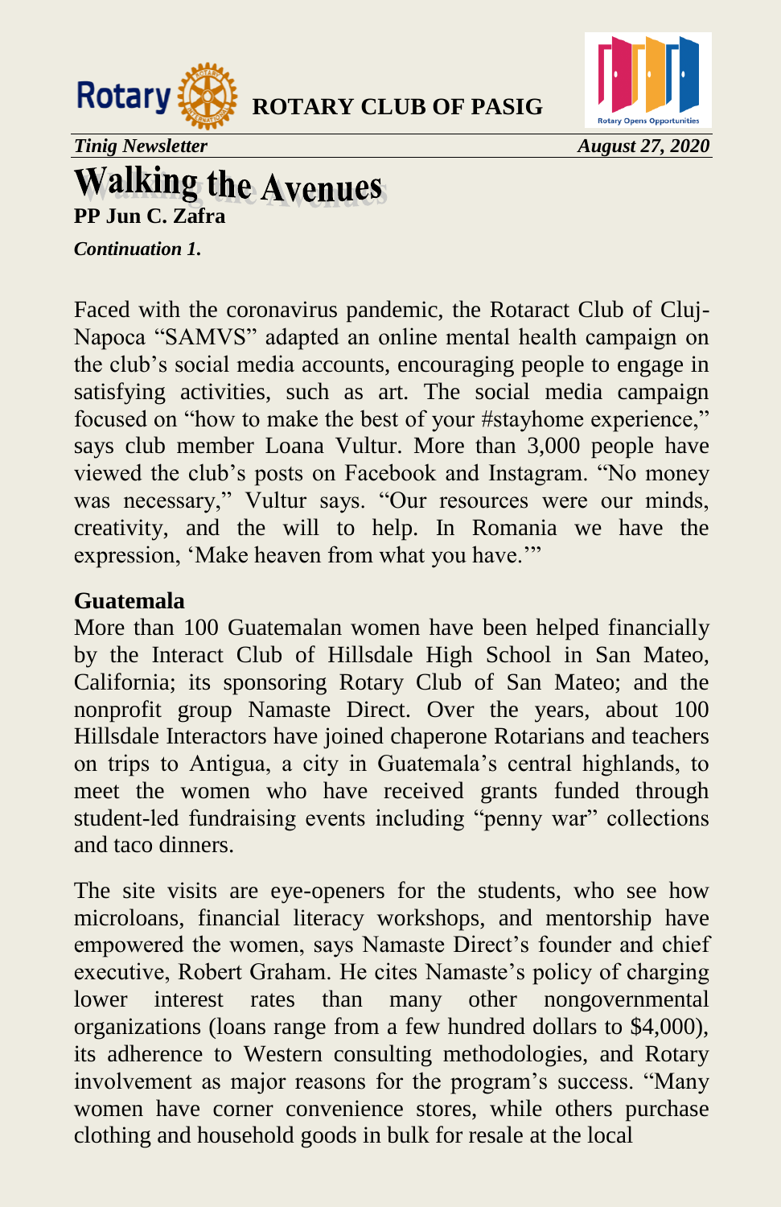# Walking the Avenues

**PP Jun C. Zafra**

***Continuation 1.***

Faced with the coronavirus pandemic, the Rotaract Club of Cluj-Napoca "SAMVS" adapted an online mental health campaign on the club's social media accounts, encouraging people to engage in satisfying activities, such as art. The social media campaign focused on "how to make the best of your #stayhome experience," says club member Loana Vultur. More than 3,000 people have viewed the club's posts on Facebook and Instagram. "No money was necessary," Vultur says. "Our resources were our minds, creativity, and the will to help. In Romania we have the expression, 'Make heaven from what you have.'"

**Guatemala**

More than 100 Guatemalan women have been helped financially by the Interact Club of Hillsdale High School in San Mateo, California; its sponsoring Rotary Club of San Mateo; and the nonprofit group Namaste Direct. Over the years, about 100 Hillsdale Interactors have joined chaperone Rotarians and teachers on trips to Antigua, a city in Guatemala's central highlands, to meet the women who have received grants funded through student-led fundraising events including "penny war" collections and taco dinners.

The site visits are eye-openers for the students, who see how microloans, financial literacy workshops, and mentorship have empowered the women, says Namaste Direct's founder and chief executive, Robert Graham. He cites Namaste's policy of charging lower interest rates than many other nongovernmental organizations (loans range from a few hundred dollars to $4,000), its adherence to Western consulting methodologies, and Rotary involvement as major reasons for the program's success. "Many women have corner convenience stores, while others purchase clothing and household goods in bulk for resale at the local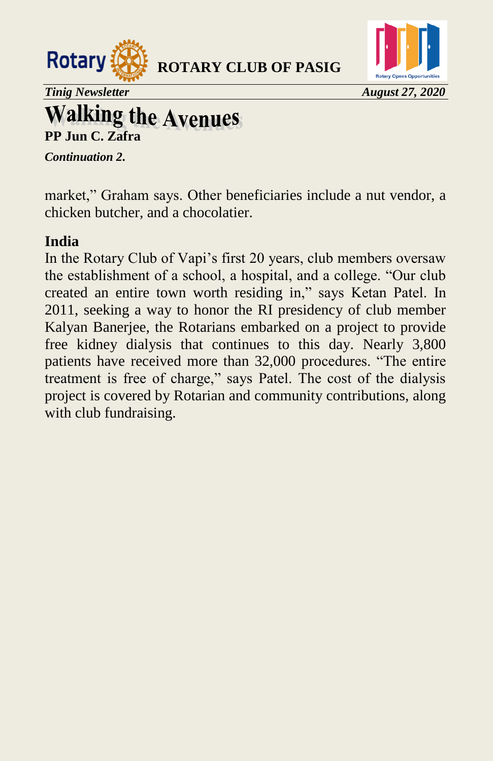# Walking the Avenues

**PP Jun C. Zafra**

***Continuation 2.***

market," Graham says. Other beneficiaries include a nut vendor, a chicken butcher, and a chocolatier.

## India

In the Rotary Club of Vapi's first 20 years, club members oversaw the establishment of a school, a hospital, and a college. "Our club created an entire town worth residing in," says Ketan Patel. In 2011, seeking a way to honor the RI presidency of club member Kalyan Banerjee, the Rotarians embarked on a project to provide free kidney dialysis that continues to this day. Nearly 3,800 patients have received more than 32,000 procedures. "The entire treatment is free of charge," says Patel. The cost of the dialysis project is covered by Rotarian and community contributions, along with club fundraising.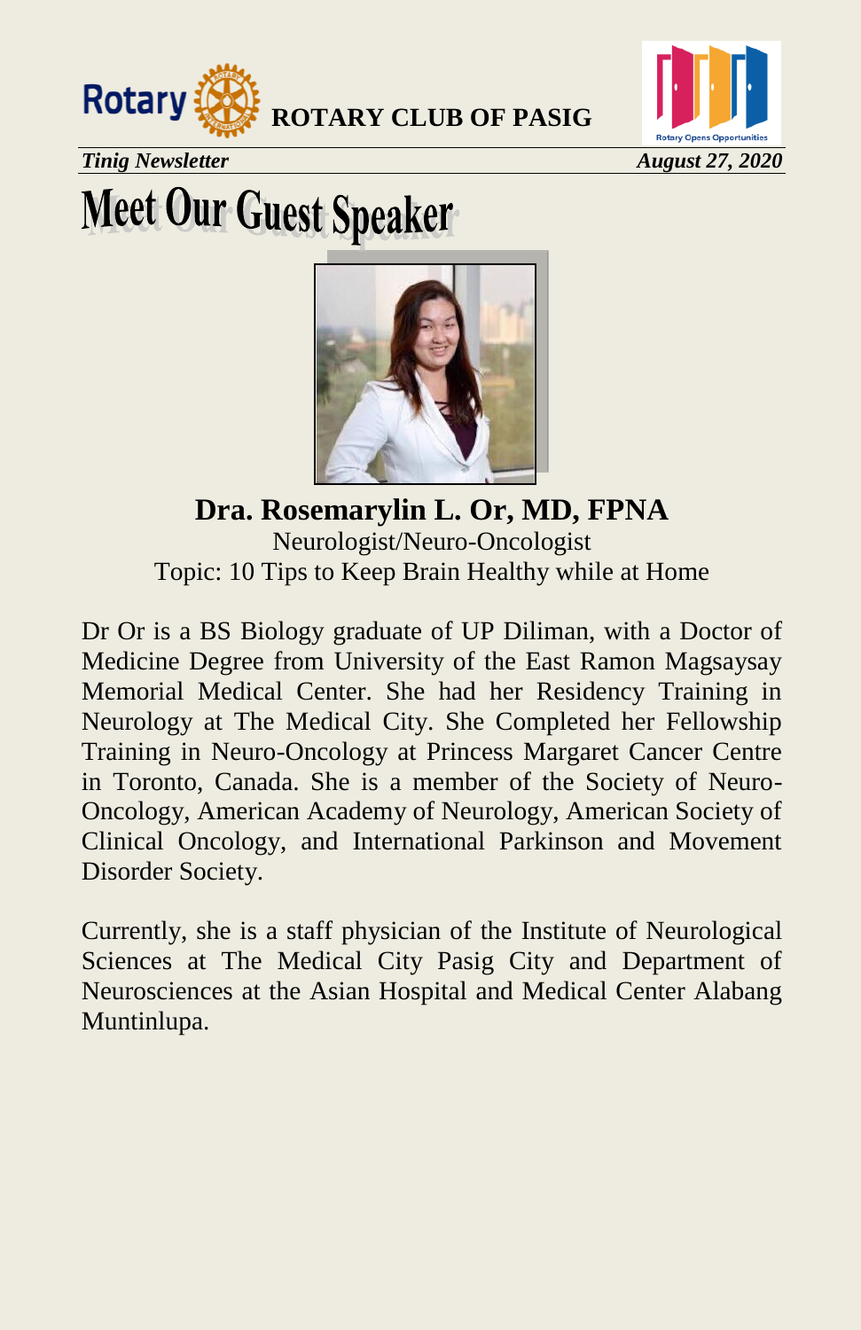# Meet Our Guest Speaker

**Dra. Rosemarylin L. Or, MD, FPNA**

Neurologist/Neuro-Oncologist

Topic: 10 Tips to Keep Brain Healthy while at Home

Dr Or is a BS Biology graduate of UP Diliman, with a Doctor of Medicine Degree from University of the East Ramon Magsaysay Memorial Medical Center. She had her Residency Training in Neurology at The Medical City. She Completed her Fellowship Training in Neuro-Oncology at Princess Margaret Cancer Centre in Toronto, Canada. She is a member of the Society of Neuro-Oncology, American Academy of Neurology, American Society of Clinical Oncology, and International Parkinson and Movement Disorder Society.

Currently, she is a staff physician of the Institute of Neurological Sciences at The Medical City Pasig City and Department of Neurosciences at the Asian Hospital and Medical Center Alabang Muntinlupa.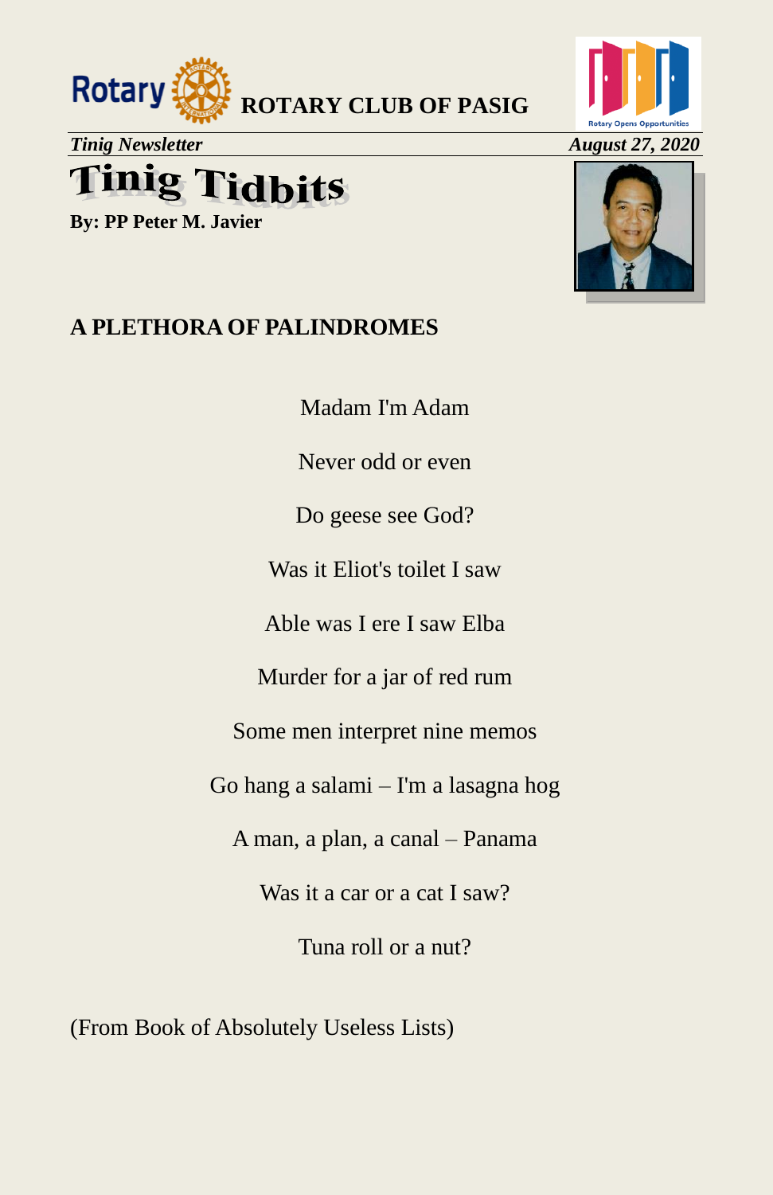**ROTARY CLUB OF PASIG**

*Tinig Newsletter* — *August 27, 2020*

# Tinig Tidbits

**By: PP Peter M. Javier**

## A PLETHORA OF PALINDROMES

Madam I'm Adam

Never odd or even

Do geese see God?

Was it Eliot's toilet I saw

Able was I ere I saw Elba

Murder for a jar of red rum

Some men interpret nine memos

Go hang a salami – I'm a lasagna hog

A man, a plan, a canal – Panama

Was it a car or a cat I saw?

Tuna roll or a nut?

(From Book of Absolutely Useless Lists)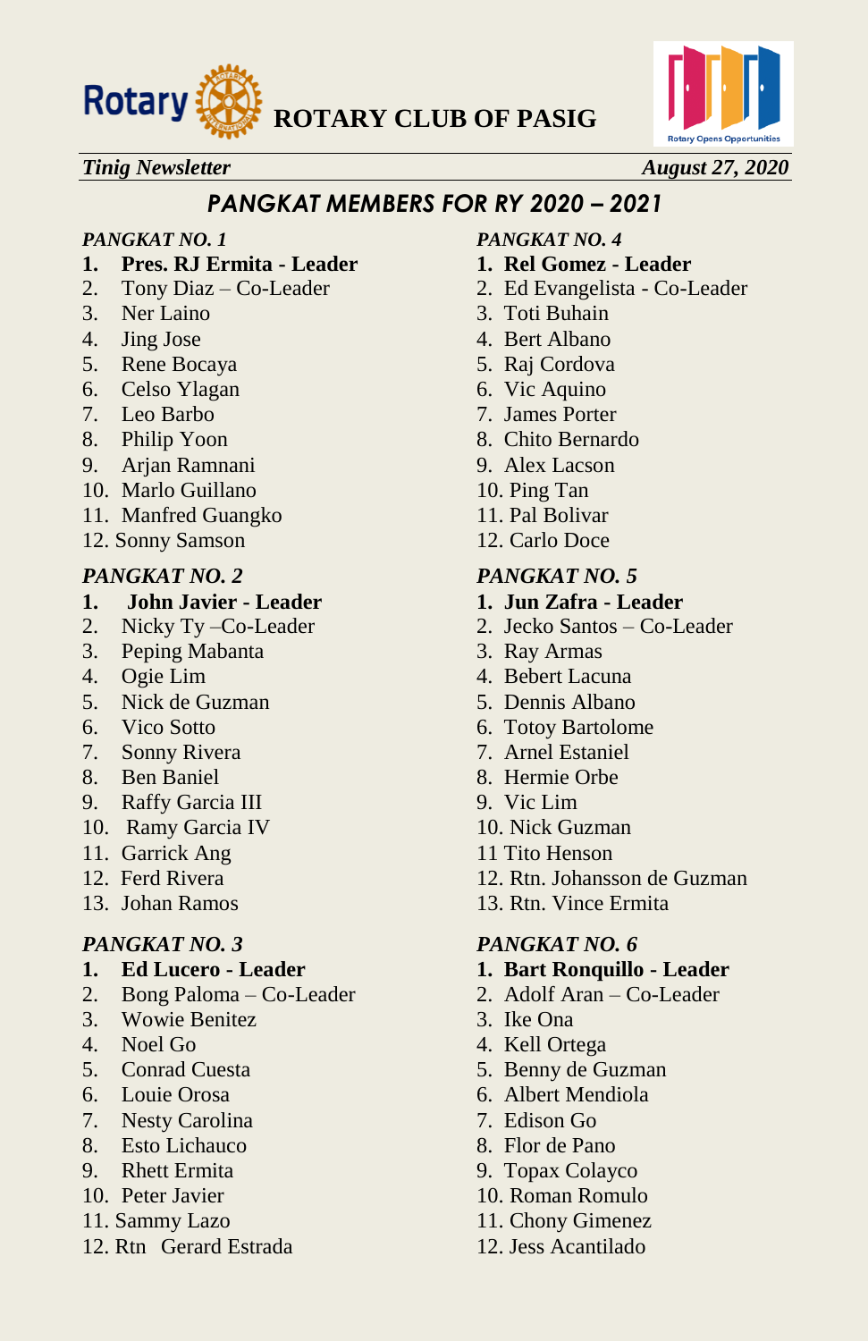**ROTARY CLUB OF PASIG**

*Tinig Newsletter* *August 27, 2020*

## *PANGKAT MEMBERS FOR RY 2020 – 2021*

*PANGKAT NO. 1*

1. **Pres. RJ Ermita - Leader**
2. Tony Diaz – Co-Leader
3. Ner Laino
4. Jing Jose
5. Rene Bocaya
6. Celso Ylagan
7. Leo Barbo
8. Philip Yoon
9. Arjan Ramnani
10. Marlo Guillano
11. Manfred Guangko
12. Sonny Samson

*PANGKAT NO. 2*

1. **John Javier - Leader**
2. Nicky Ty –Co-Leader
3. Peping Mabanta
4. Ogie Lim
5. Nick de Guzman
6. Vico Sotto
7. Sonny Rivera
8. Ben Baniel
9. Raffy Garcia III
10. Ramy Garcia IV
11. Garrick Ang
12. Ferd Rivera
13. Johan Ramos

*PANGKAT NO. 3*

1. **Ed Lucero - Leader**
2. Bong Paloma – Co-Leader
3. Wowie Benitez
4. Noel Go
5. Conrad Cuesta
6. Louie Orosa
7. Nesty Carolina
8. Esto Lichauco
9. Rhett Ermita
10. Peter Javier
11. Sammy Lazo
12. Rtn Gerard Estrada

*PANGKAT NO. 4*

1. **Rel Gomez - Leader**
2. Ed Evangelista - Co-Leader
3. Toti Buhain
4. Bert Albano
5. Raj Cordova
6. Vic Aquino
7. James Porter
8. Chito Bernardo
9. Alex Lacson
10. Ping Tan
11. Pal Bolivar
12. Carlo Doce

*PANGKAT NO. 5*

1. **Jun Zafra - Leader**
2. Jecko Santos – Co-Leader
3. Ray Armas
4. Bebert Lacuna
5. Dennis Albano
6. Totoy Bartolome
7. Arnel Estaniel
8. Hermie Orbe
9. Vic Lim
10. Nick Guzman
11. Tito Henson
12. Rtn. Johansson de Guzman
13. Rtn. Vince Ermita

*PANGKAT NO. 6*

1. **Bart Ronquillo - Leader**
2. Adolf Aran – Co-Leader
3. Ike Ona
4. Kell Ortega
5. Benny de Guzman
6. Albert Mendiola
7. Edison Go
8. Flor de Pano
9. Topax Colayco
10. Roman Romulo
11. Chony Gimenez
12. Jess Acantilado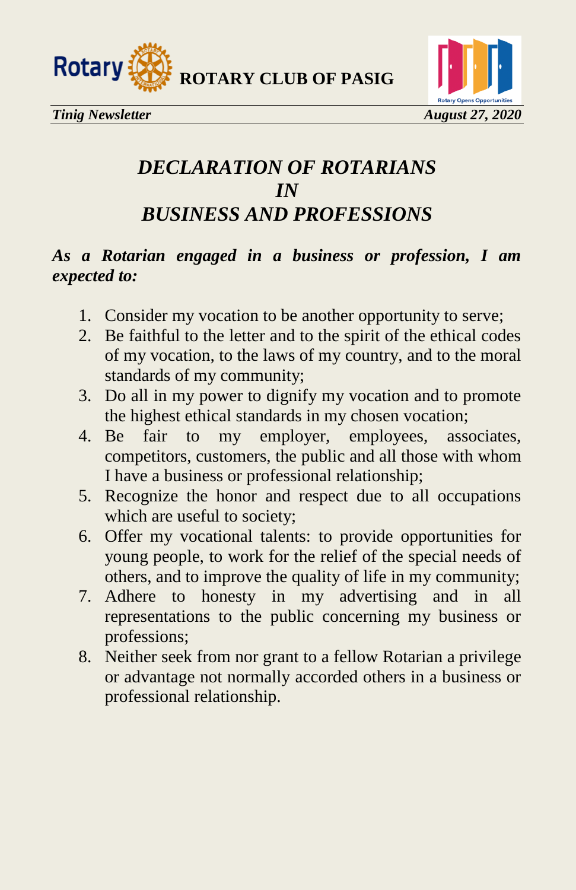# *DECLARATION OF ROTARIANS IN BUSINESS AND PROFESSIONS*

***As a Rotarian engaged in a business or profession, I am expected to:***

1. Consider my vocation to be another opportunity to serve;
2. Be faithful to the letter and to the spirit of the ethical codes of my vocation, to the laws of my country, and to the moral standards of my community;
3. Do all in my power to dignify my vocation and to promote the highest ethical standards in my chosen vocation;
4. Be fair to my employer, employees, associates, competitors, customers, the public and all those with whom I have a business or professional relationship;
5. Recognize the honor and respect due to all occupations which are useful to society;
6. Offer my vocational talents: to provide opportunities for young people, to work for the relief of the special needs of others, and to improve the quality of life in my community;
7. Adhere to honesty in my advertising and in all representations to the public concerning my business or professions;
8. Neither seek from nor grant to a fellow Rotarian a privilege or advantage not normally accorded others in a business or professional relationship.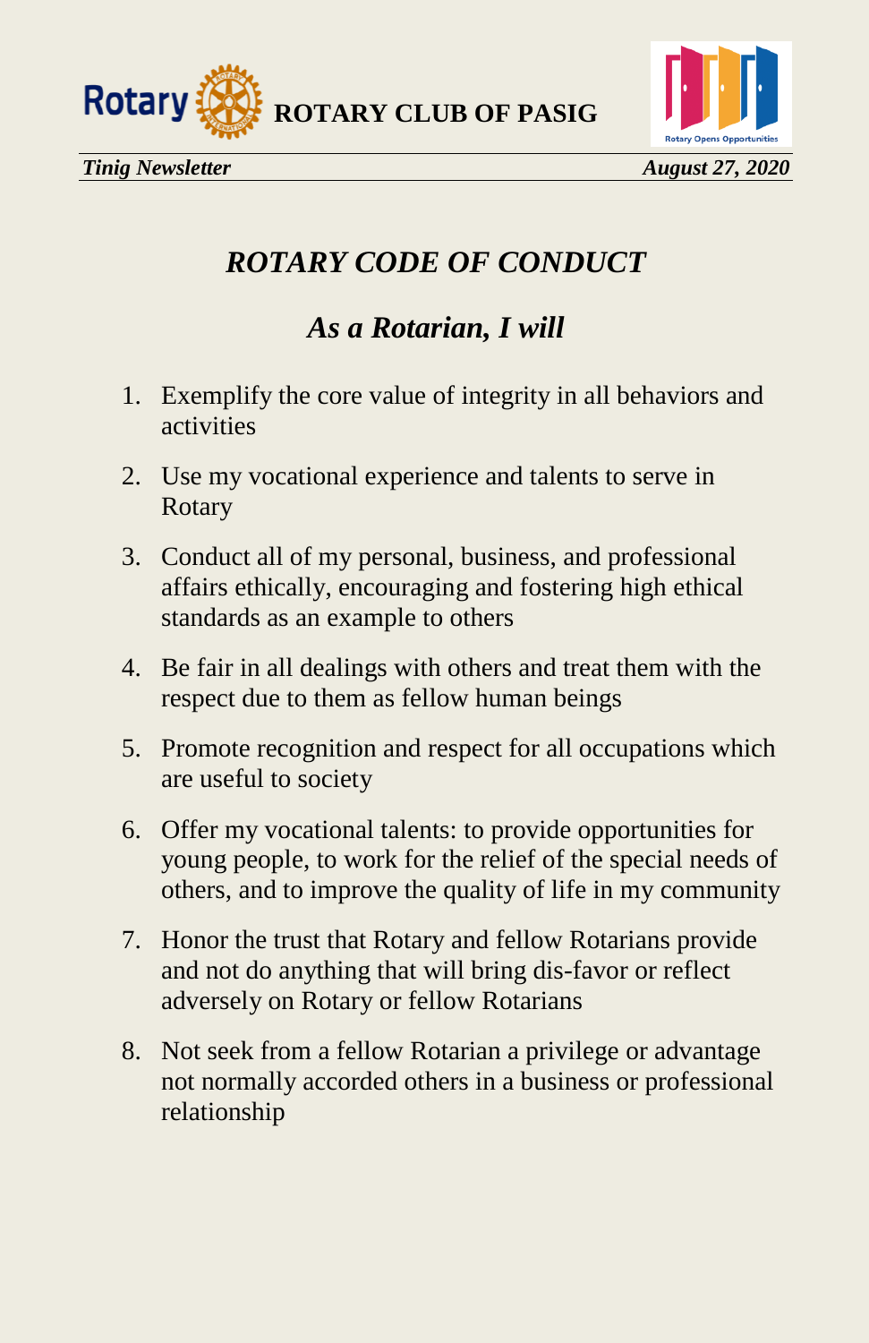## *ROTARY CODE OF CONDUCT*

### *As a Rotarian, I will*

1. Exemplify the core value of integrity in all behaviors and activities
2. Use my vocational experience and talents to serve in Rotary
3. Conduct all of my personal, business, and professional affairs ethically, encouraging and fostering high ethical standards as an example to others
4. Be fair in all dealings with others and treat them with the respect due to them as fellow human beings
5. Promote recognition and respect for all occupations which are useful to society
6. Offer my vocational talents: to provide opportunities for young people, to work for the relief of the special needs of others, and to improve the quality of life in my community
7. Honor the trust that Rotary and fellow Rotarians provide and not do anything that will bring dis-favor or reflect adversely on Rotary or fellow Rotarians
8. Not seek from a fellow Rotarian a privilege or advantage not normally accorded others in a business or professional relationship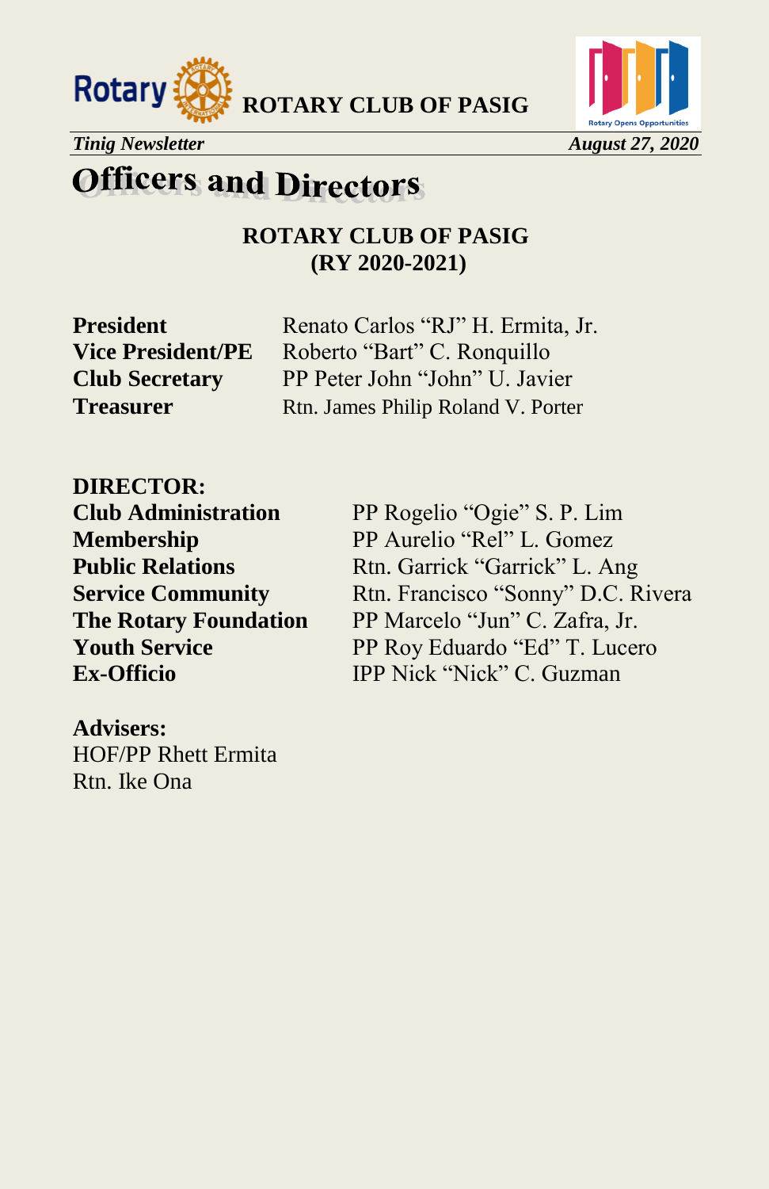# Officers and Directors

**ROTARY CLUB OF PASIG**
**(RY 2020-2021)**

| | |
|---|---|
| **President** | Renato Carlos “RJ” H. Ermita, Jr. |
| **Vice President/PE** | Roberto “Bart” C. Ronquillo |
| **Club Secretary** | PP Peter John “John” U. Javier |
| **Treasurer** | Rtn. James Philip Roland V. Porter |

**DIRECTOR:**

| | |
|---|---|
| **Club Administration** | PP Rogelio “Ogie” S. P. Lim |
| **Membership** | PP Aurelio “Rel” L. Gomez |
| **Public Relations** | Rtn. Garrick “Garrick” L. Ang |
| **Service Community** | Rtn. Francisco “Sonny” D.C. Rivera |
| **The Rotary Foundation** | PP Marcelo “Jun” C. Zafra, Jr. |
| **Youth Service** | PP Roy Eduardo “Ed” T. Lucero |
| **Ex-Officio** | IPP Nick “Nick” C. Guzman |

**Advisers:**
HOF/PP Rhett Ermita
Rtn. Ike Ona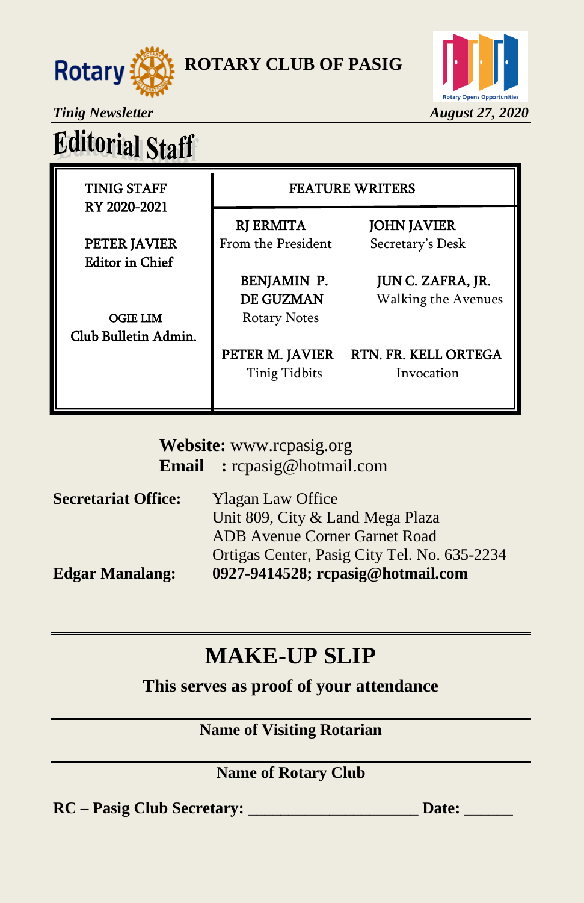# ROTARY CLUB OF PASIG

*Tinig Newsletter* *August 27, 2020*

## Editorial Staff

| TINIG STAFF RY 2020-2021 | FEATURE WRITERS | |
|---|---|---|
| PETER JAVIER<br>Editor in Chief | RJ ERMITA<br>From the President | JOHN JAVIER<br>Secretary's Desk |
| OGIE LIM<br>Club Bulletin Admin. | BENJAMIN P. DE GUZMAN<br>Rotary Notes | JUN C. ZAFRA, JR.<br>Walking the Avenues |
| | PETER M. JAVIER<br>Tinig Tidbits | RTN. FR. KELL ORTEGA<br>Invocation |

**Website:** www.rcpasig.org
**Email :** rcpasig@hotmail.com

**Secretariat Office:** Ylagan Law Office
Unit 809, City & Land Mega Plaza
ADB Avenue Corner Garnet Road
Ortigas Center, Pasig City Tel. No. 635-2234

**Edgar Manalang:** **0927-9414528; rcpasig@hotmail.com**

---

# MAKE-UP SLIP

**This serves as proof of your attendance**

---

**Name of Visiting Rotarian**

---

**Name of Rotary Club**

**RC – Pasig Club Secretary: ____________________ Date: ______**